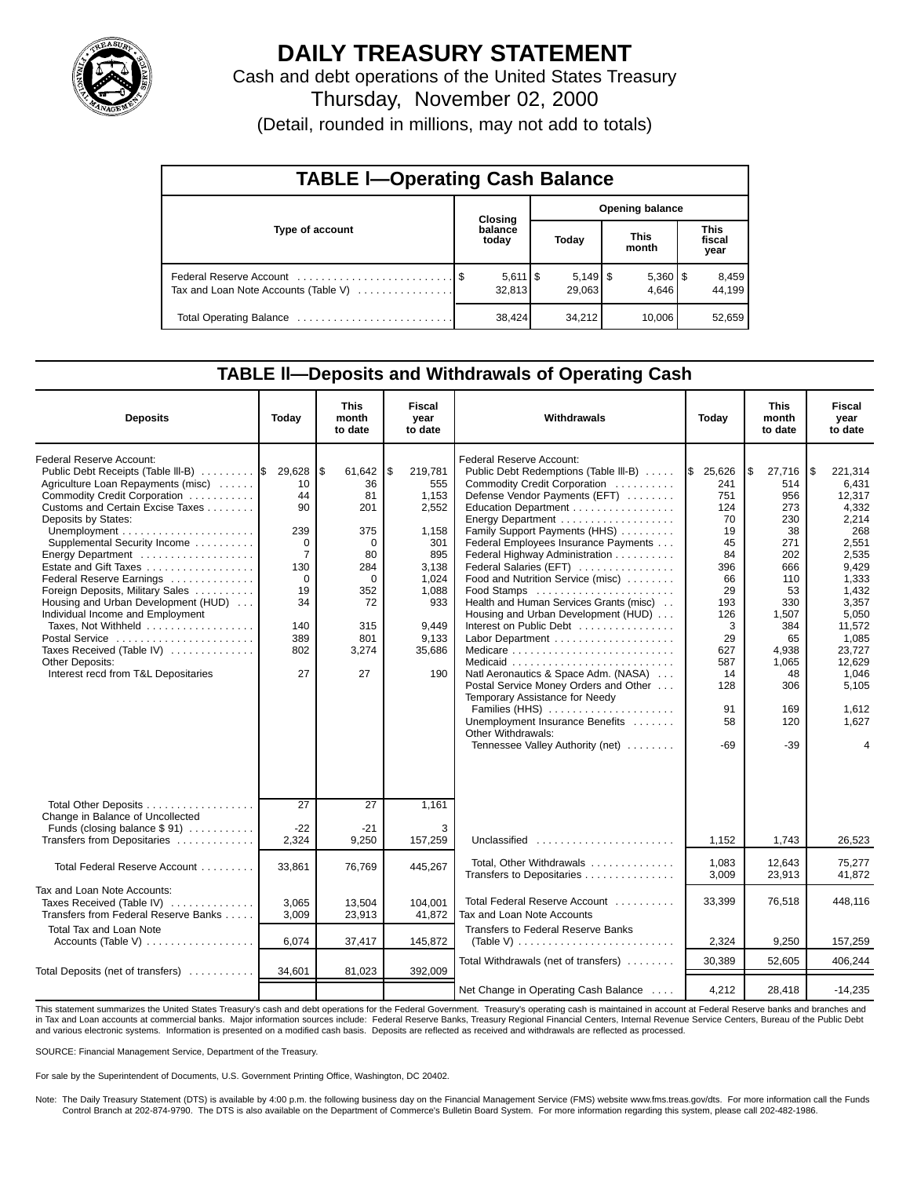# DAILY TREASURY STATEMENT

Cash and debt operations of the United States Treasury

Thursday, November 02, 2000

(Detail, rounded in millions, may not add to totals)

## TABLE I—Operating Cash Balance

| Type of account | Closing balance today | Opening balance | | |
|---|---|---|---|---|
| | | Today | This month | This fiscal year |
| Federal Reserve Account | $ 5,611 | $ 5,149 | $ 5,360 | $ 8,459 |
| Tax and Loan Note Accounts (Table V) | 32,813 | 29,063 | 4,646 | 44,199 |
| Total Operating Balance | 38,424 | 34,212 | 10,006 | 52,659 |

## TABLE II—Deposits and Withdrawals of Operating Cash

| Deposits | Today | This month to date | Fiscal year to date |
|---|---|---|---|
| Federal Reserve Account: | | | |
| Public Debt Receipts (Table III-B) | $ 29,628 | $ 61,642 | $ 219,781 |
| Agriculture Loan Repayments (misc) | 10 | 36 | 555 |
| Commodity Credit Corporation | 44 | 81 | 1,153 |
| Customs and Certain Excise Taxes | 90 | 201 | 2,552 |
| Deposits by States: | | | |
| Unemployment | 239 | 375 | 1,158 |
| Supplemental Security Income | 0 | 0 | 301 |
| Energy Department | 7 | 80 | 895 |
| Estate and Gift Taxes | 130 | 284 | 3,138 |
| Federal Reserve Earnings | 0 | 0 | 1,024 |
| Foreign Deposits, Military Sales | 19 | 352 | 1,088 |
| Housing and Urban Development (HUD) | 34 | 72 | 933 |
| Individual Income and Employment Taxes, Not Withheld | 140 | 315 | 9,449 |
| Postal Service | 389 | 801 | 9,133 |
| Taxes Received (Table IV) | 802 | 3,274 | 35,686 |
| Other Deposits: | | | |
| Interest recd from T&L Depositaries | 27 | 27 | 190 |
| Total Other Deposits | 27 | 27 | 1,161 |
| Change in Balance of Uncollected Funds (closing balance $ 91) | -22 | -21 | 3 |
| Transfers from Depositaries | 2,324 | 9,250 | 157,259 |
| Total Federal Reserve Account | 33,861 | 76,769 | 445,267 |
| Tax and Loan Note Accounts: | | | |
| Taxes Received (Table IV) | 3,065 | 13,504 | 104,001 |
| Transfers from Federal Reserve Banks | 3,009 | 23,913 | 41,872 |
| Total Tax and Loan Note Accounts (Table V) | 6,074 | 37,417 | 145,872 |
| Total Deposits (net of transfers) | 34,601 | 81,023 | 392,009 |

| Withdrawals | Today | This month to date | Fiscal year to date |
|---|---|---|---|
| Federal Reserve Account: | | | |
| Public Debt Redemptions (Table III-B) | $ 25,626 | $ 27,716 | $ 221,314 |
| Commodity Credit Corporation | 241 | 514 | 6,431 |
| Defense Vendor Payments (EFT) | 751 | 956 | 12,317 |
| Education Department | 124 | 273 | 4,332 |
| Energy Department | 70 | 230 | 2,214 |
| Family Support Payments (HHS) | 19 | 38 | 268 |
| Federal Employees Insurance Payments | 45 | 271 | 2,551 |
| Federal Highway Administration | 84 | 202 | 2,535 |
| Federal Salaries (EFT) | 396 | 666 | 9,429 |
| Food and Nutrition Service (misc) | 66 | 110 | 1,333 |
| Food Stamps | 29 | 53 | 1,432 |
| Health and Human Services Grants (misc) | 193 | 330 | 3,357 |
| Housing and Urban Development (HUD) | 126 | 1,507 | 5,050 |
| Interest on Public Debt | 3 | 384 | 11,572 |
| Labor Department | 29 | 65 | 1,085 |
| Medicare | 627 | 4,938 | 23,727 |
| Medicaid | 587 | 1,065 | 12,629 |
| Natl Aeronautics & Space Adm. (NASA) | 14 | 48 | 1,046 |
| Postal Service Money Orders and Other | 128 | 306 | 5,105 |
| Temporary Assistance for Needy Families (HHS) | 91 | 169 | 1,612 |
| Unemployment Insurance Benefits | 58 | 120 | 1,627 |
| Other Withdrawals: | | | |
| Tennessee Valley Authority (net) | -69 | -39 | 4 |
| Unclassified | 1,152 | 1,743 | 26,523 |
| Total, Other Withdrawals | 1,083 | 12,643 | 75,277 |
| Transfers to Depositaries | 3,009 | 23,913 | 41,872 |
| Total Federal Reserve Account | 33,399 | 76,518 | 448,116 |
| Tax and Loan Note Accounts | | | |
| Transfers to Federal Reserve Banks (Table V) | 2,324 | 9,250 | 157,259 |
| Total Withdrawals (net of transfers) | 30,389 | 52,605 | 406,244 |
| Net Change in Operating Cash Balance | 4,212 | 28,418 | -14,235 |

This statement summarizes the United States Treasury's cash and debt operations for the Federal Government. Treasury's operating cash is maintained in account at Federal Reserve banks and branches and in Tax and Loan accounts at commercial banks. Major information sources include: Federal Reserve Banks, Treasury Regional Financial Centers, Internal Revenue Service Centers, Bureau of the Public Debt and various electronic systems. Information is presented on a modified cash basis. Deposits are reflected as received and withdrawals are reflected as processed.

SOURCE: Financial Management Service, Department of the Treasury.

For sale by the Superintendent of Documents, U.S. Government Printing Office, Washington, DC 20402.

Note: The Daily Treasury Statement (DTS) is available by 4:00 p.m. the following business day on the Financial Management Service (FMS) website www.fms.treas.gov/dts. For more information call the Funds Control Branch at 202-874-9790. The DTS is also available on the Department of Commerce's Bulletin Board System. For more information regarding this system, please call 202-482-1986.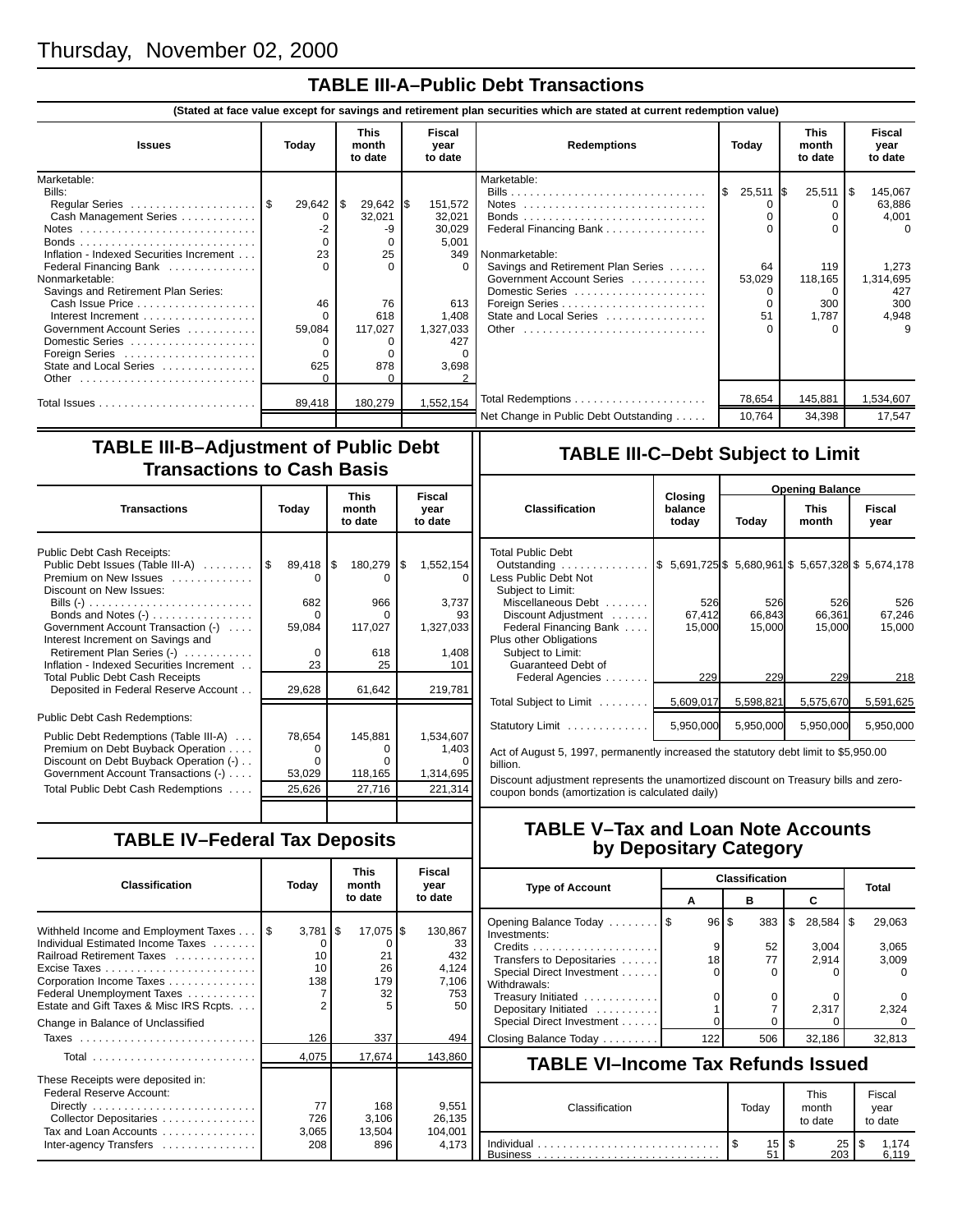Thursday, November 02, 2000

## TABLE III-A–Public Debt Transactions

(Stated at face value except for savings and retirement plan securities which are stated at current redemption value)

| Issues | Today | This month to date | Fiscal year to date |
|---|---|---|---|
| Marketable: | | | |
| Bills: | | | |
| Regular Series | $ 29,642 | $ 29,642 | $ 151,572 |
| Cash Management Series | 0 | 32,021 | 32,021 |
| Notes | -2 | -9 | 30,029 |
| Bonds | 0 | 0 | 5,001 |
| Inflation - Indexed Securities Increment | 23 | 25 | 349 |
| Federal Financing Bank | 0 | 0 | 0 |
| Nonmarketable: | | | |
| Savings and Retirement Plan Series: | | | |
| Cash Issue Price | 46 | 76 | 613 |
| Interest Increment | 0 | 618 | 1,408 |
| Government Account Series | 59,084 | 117,027 | 1,327,033 |
| Domestic Series | 0 | 0 | 427 |
| Foreign Series | 0 | 0 | 0 |
| State and Local Series | 625 | 878 | 3,698 |
| Other | 0 | 0 | 2 |
| Total Issues | 89,418 | 180,279 | 1,552,154 |

| Redemptions | Today | This month to date | Fiscal year to date |
|---|---|---|---|
| Marketable: | | | |
| Bills | $ 25,511 | $ 25,511 | $ 145,067 |
| Notes | 0 | 0 | 63,886 |
| Bonds | 0 | 0 | 4,001 |
| Federal Financing Bank | 0 | 0 | 0 |
| Nonmarketable: | | | |
| Savings and Retirement Plan Series | 64 | 119 | 1,273 |
| Government Account Series | 53,029 | 118,165 | 1,314,695 |
| Domestic Series | 0 | 0 | 427 |
| Foreign Series | 0 | 300 | 300 |
| State and Local Series | 51 | 1,787 | 4,948 |
| Other | 0 | 0 | 9 |
| Total Redemptions | 78,654 | 145,881 | 1,534,607 |
| Net Change in Public Debt Outstanding | 10,764 | 34,398 | 17,547 |

## TABLE III-B–Adjustment of Public Debt Transactions to Cash Basis

| Transactions | Today | This month to date | Fiscal year to date |
|---|---|---|---|
| Public Debt Cash Receipts: | | | |
| Public Debt Issues (Table III-A) | $ 89,418 | $ 180,279 | $ 1,552,154 |
| Premium on New Issues | 0 | 0 | 0 |
| Discount on New Issues: | | | |
| Bills (-) | 682 | 966 | 3,737 |
| Bonds and Notes (-) | 0 | 0 | 93 |
| Government Account Transaction (-) | 59,084 | 117,027 | 1,327,033 |
| Interest Increment on Savings and Retirement Plan Series (-) | 0 | 618 | 1,408 |
| Inflation - Indexed Securities Increment | 23 | 25 | 101 |
| Total Public Debt Cash Receipts Deposited in Federal Reserve Account | 29,628 | 61,642 | 219,781 |
| Public Debt Cash Redemptions: | | | |
| Public Debt Redemptions (Table III-A) | 78,654 | 145,881 | 1,534,607 |
| Premium on Debt Buyback Operation | 0 | 0 | 1,403 |
| Discount on Debt Buyback Operation (-) | 0 | 0 | 0 |
| Government Account Transactions (-) | 53,029 | 118,165 | 1,314,695 |
| Total Public Debt Cash Redemptions | 25,626 | 27,716 | 221,314 |

## TABLE III-C–Debt Subject to Limit

| Classification | Closing balance today | Opening Balance | | |
|---|---|---|---|---|
| | | Today | This month | Fiscal year |
| Total Public Debt Outstanding | $ 5,691,725 | $ 5,680,961 | $ 5,657,328 | $ 5,674,178 |
| Less Public Debt Not Subject to Limit: | | | | |
| Miscellaneous Debt | 526 | 526 | 526 | 526 |
| Discount Adjustment | 67,412 | 66,843 | 66,361 | 67,246 |
| Federal Financing Bank | 15,000 | 15,000 | 15,000 | 15,000 |
| Plus other Obligations Subject to Limit: | | | | |
| Guaranteed Debt of Federal Agencies | 229 | 229 | 229 | 218 |
| Total Subject to Limit | 5,609,017 | 5,598,821 | 5,575,670 | 5,591,625 |
| Statutory Limit | 5,950,000 | 5,950,000 | 5,950,000 | 5,950,000 |

Act of August 5, 1997, permanently increased the statutory debt limit to $5,950.00 billion.

Discount adjustment represents the unamortized discount on Treasury bills and zero-coupon bonds (amortization is calculated daily)

## TABLE IV–Federal Tax Deposits

| Classification | Today | This month to date | Fiscal year to date |
|---|---|---|---|
| Withheld Income and Employment Taxes | $ 3,781 | $ 17,075 | $ 130,867 |
| Individual Estimated Income Taxes | 0 | 0 | 33 |
| Railroad Retirement Taxes | 10 | 21 | 432 |
| Excise Taxes | 10 | 26 | 4,124 |
| Corporation Income Taxes | 138 | 179 | 7,106 |
| Federal Unemployment Taxes | 7 | 32 | 753 |
| Estate and Gift Taxes & Misc IRS Rcpts. | 2 | 5 | 50 |
| Change in Balance of Unclassified Taxes | 126 | 337 | 494 |
| Total | 4,075 | 17,674 | 143,860 |
| These Receipts were deposited in: | | | |
| Federal Reserve Account: | | | |
| Directly | 77 | 168 | 9,551 |
| Collector Depositaries | 726 | 3,106 | 26,135 |
| Tax and Loan Accounts | 3,065 | 13,504 | 104,001 |
| Inter-agency Transfers | 208 | 896 | 4,173 |

## TABLE V–Tax and Loan Note Accounts by Depositary Category

| Type of Account | Classification | | | Total |
|---|---|---|---|---|
| | A | B | C | |
| Opening Balance Today | $ 96 | $ 383 | $ 28,584 | $ 29,063 |
| Investments: | | | | |
| Credits | 9 | 52 | 3,004 | 3,065 |
| Transfers to Depositaries | 18 | 77 | 2,914 | 3,009 |
| Special Direct Investment | 0 | 0 | 0 | 0 |
| Withdrawals: | | | | |
| Treasury Initiated | 0 | 0 | 0 | 0 |
| Depositary Initiated | 1 | 7 | 2,317 | 2,324 |
| Special Direct Investment | 0 | 0 | 0 | 0 |
| Closing Balance Today | 122 | 506 | 32,186 | 32,813 |

## TABLE VI–Income Tax Refunds Issued

| Classification | Today | This month to date | Fiscal year to date |
|---|---|---|---|
| Individual | $ 15 | $ 25 | $ 1,174 |
| Business | 51 | 203 | 6,119 |